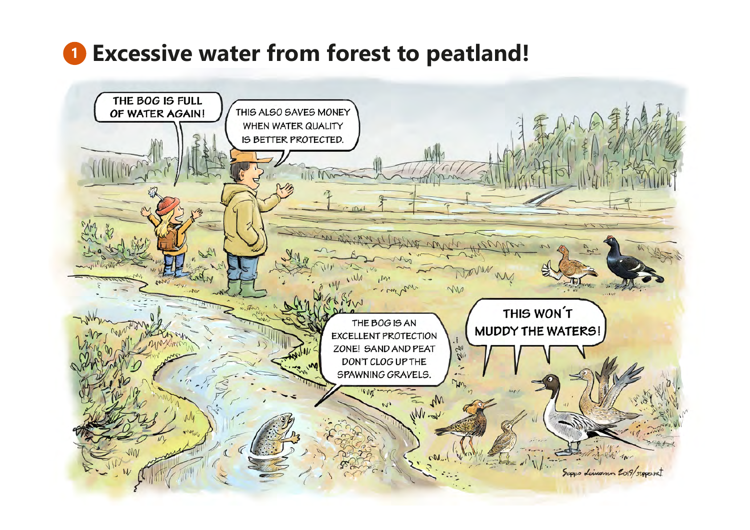# 1 Excessive water from forest to peatland!

THE BOG IS FULL OF WATER AGAIN!

THIS ALSO SAVES MONEY WHEN WATER QUALITY IS BETTER PROTECTED.

THE BOG IS AN EXCELLENT PROTECTION ZONE! SAND AND PEAT DON'T CLOG UP THE SPAWNING GRAVELS.

THIS WON'T MUDDY THE WATERS!

Seppo Leinonen 2019/seppo.net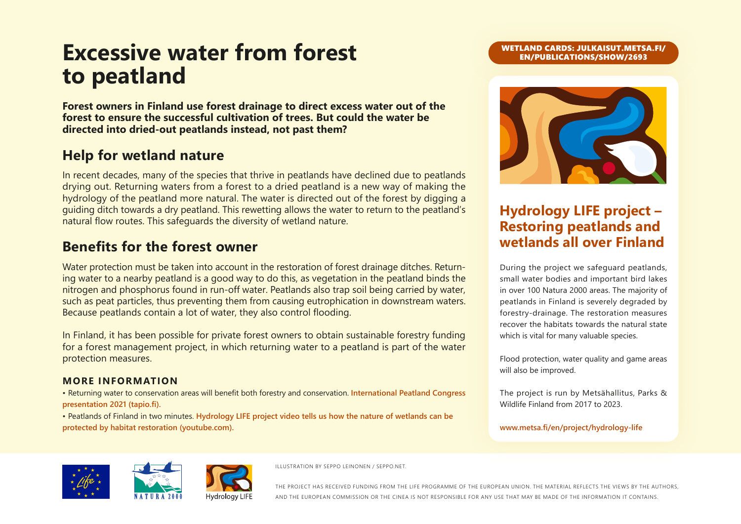# Excessive water from forest to peatland

**Forest owners in Finland use forest drainage to direct excess water out of the forest to ensure the successful cultivation of trees. But could the water be directed into dried-out peatlands instead, not past them?**

## Help for wetland nature

In recent decades, many of the species that thrive in peatlands have declined due to peatlands drying out. Returning waters from a forest to a dried peatland is a new way of making the hydrology of the peatland more natural. The water is directed out of the forest by digging a guiding ditch towards a dry peatland. This rewetting allows the water to return to the peatland's natural flow routes. This safeguards the diversity of wetland nature.

## Benefits for the forest owner

Water protection must be taken into account in the restoration of forest drainage ditches. Returning water to a nearby peatland is a good way to do this, as vegetation in the peatland binds the nitrogen and phosphorus found in run-off water. Peatlands also trap soil being carried by water, such as peat particles, thus preventing them from causing eutrophication in downstream waters. Because peatlands contain a lot of water, they also control flooding.

In Finland, it has been possible for private forest owners to obtain sustainable forestry funding for a forest management project, in which returning water to a peatland is part of the water protection measures.

### MORE INFORMATION

- Returning water to conservation areas will benefit both forestry and conservation. **International Peatland Congress presentation 2021 (tapio.fi).**
- Peatlands of Finland in two minutes. **Hydrology LIFE project video tells us how the nature of wetlands can be protected by habitat restoration (youtube.com).**

**WETLAND CARDS: JULKAISUT.METSA.FI/EN/PUBLICATIONS/SHOW/2693**

## Hydrology LIFE project – Restoring peatlands and wetlands all over Finland

During the project we safeguard peatlands, small water bodies and important bird lakes in over 100 Natura 2000 areas. The majority of peatlands in Finland is severely degraded by forestry-drainage. The restoration measures recover the habitats towards the natural state which is vital for many valuable species.

Flood protection, water quality and game areas will also be improved.

The project is run by Metsähallitus, Parks & Wildlife Finland from 2017 to 2023.

**www.metsa.fi/en/project/hydrology-life**

ILLUSTRATION BY SEPPO LEINONEN / SEPPO.NET.

THE PROJECT HAS RECEIVED FUNDING FROM THE LIFE PROGRAMME OF THE EUROPEAN UNION. THE MATERIAL REFLECTS THE VIEWS BY THE AUTHORS, AND THE EUROPEAN COMMISSION OR THE CINEA IS NOT RESPONSIBLE FOR ANY USE THAT MAY BE MADE OF THE INFORMATION IT CONTAINS.